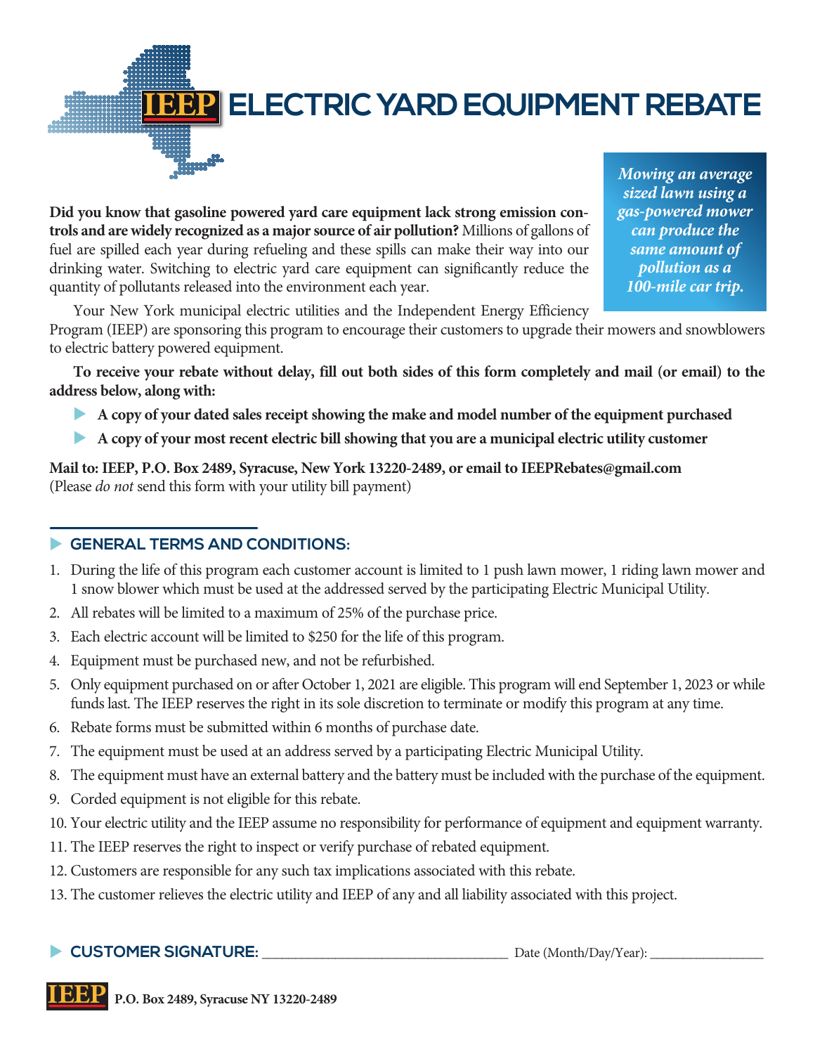# IEEP ELECTRIC YARD EQUIPMENT REBATE

*Mowing an average sized lawn using a gas-powered mower can produce the same amount of pollution as a 100-mile car trip.*

**Did you know that gasoline powered yard care equipment lack strong emission controls and are widely recognized as a major source of air pollution?** Millions of gallons of fuel are spilled each year during refueling and these spills can make their way into our drinking water. Switching to electric yard care equipment can significantly reduce the quantity of pollutants released into the environment each year.

Your New York municipal electric utilities and the Independent Energy Efficiency Program (IEEP) are sponsoring this program to encourage their customers to upgrade their mowers and snowblowers to electric battery powered equipment.

**To receive your rebate without delay, fill out both sides of this form completely and mail (or email) to the address below, along with:**

- **A copy of your dated sales receipt showing the make and model number of the equipment purchased**
- **A copy of your most recent electric bill showing that you are a municipal electric utility customer**

**Mail to: IEEP, P.O. Box 2489, Syracuse, New York 13220-2489, or email to IEEPRebates@gmail.com**
(Please *do not* send this form with your utility bill payment)

## GENERAL TERMS AND CONDITIONS:

1. During the life of this program each customer account is limited to 1 push lawn mower, 1 riding lawn mower and 1 snow blower which must be used at the addressed served by the participating Electric Municipal Utility.
2. All rebates will be limited to a maximum of 25% of the purchase price.
3. Each electric account will be limited to $250 for the life of this program.
4. Equipment must be purchased new, and not be refurbished.
5. Only equipment purchased on or after October 1, 2021 are eligible. This program will end September 1, 2023 or while funds last. The IEEP reserves the right in its sole discretion to terminate or modify this program at any time.
6. Rebate forms must be submitted within 6 months of purchase date.
7. The equipment must be used at an address served by a participating Electric Municipal Utility.
8. The equipment must have an external battery and the battery must be included with the purchase of the equipment.
9. Corded equipment is not eligible for this rebate.
10. Your electric utility and the IEEP assume no responsibility for performance of equipment and equipment warranty.
11. The IEEP reserves the right to inspect or verify purchase of rebated equipment.
12. Customers are responsible for any such tax implications associated with this rebate.
13. The customer relieves the electric utility and IEEP of any and all liability associated with this project.

**CUSTOMER SIGNATURE:** ______________________________ Date (Month/Day/Year): ______________

IEEP **P.O. Box 2489, Syracuse NY 13220-2489**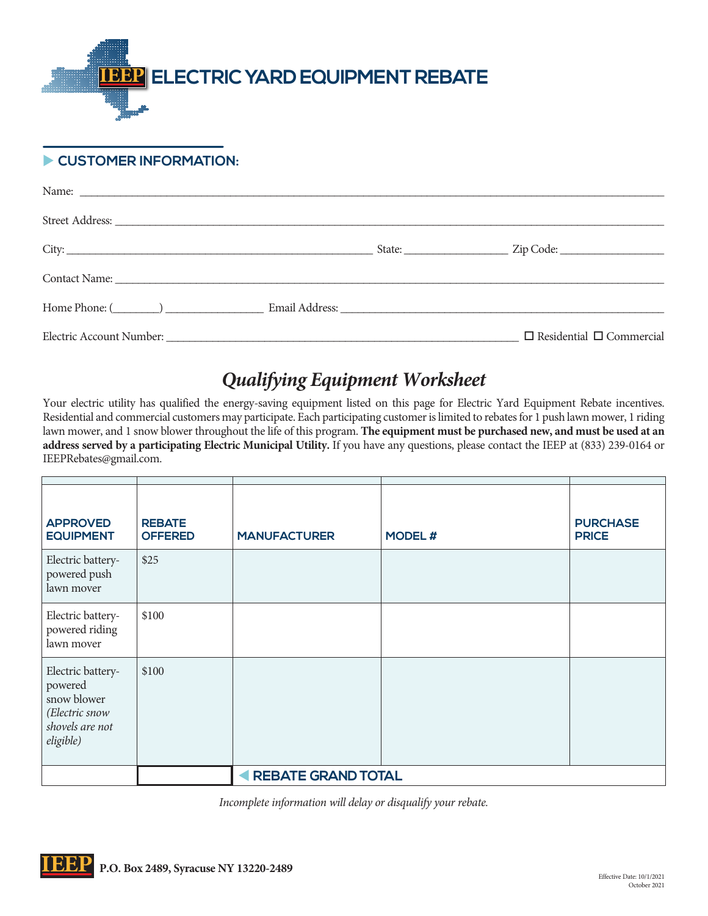# ELECTRIC YARD EQUIPMENT REBATE

## CUSTOMER INFORMATION:

Name: ___________________________________________

Street Address: ___________________________________________

City: ______________________ State: ____________ Zip Code: ____________

Contact Name: ___________________________________________

Home Phone: (______) ____________ Email Address: ______________________

Electric Account Number: ______________________ ☐ Residential ☐ Commercial

## *Qualifying Equipment Worksheet*

Your electric utility has qualified the energy-saving equipment listed on this page for Electric Yard Equipment Rebate incentives. Residential and commercial customers may participate. Each participating customer is limited to rebates for 1 push lawn mower, 1 riding lawn mower, and 1 snow blower throughout the life of this program. **The equipment must be purchased new, and must be used at an address served by a participating Electric Municipal Utility.** If you have any questions, please contact the IEEP at (833) 239-0164 or IEEPRebates@gmail.com.

| APPROVED EQUIPMENT | REBATE OFFERED | MANUFACTURER | MODEL # | PURCHASE PRICE |
|---|---|---|---|---|
| Electric battery-powered push lawn mower | $25 | | | |
| Electric battery-powered riding lawn mower | $100 | | | |
| Electric battery-powered snow blower *(Electric snow shovels are not eligible)* | $100 | | | |
| | | ◀ REBATE GRAND TOTAL | | |

*Incomplete information will delay or disqualify your rebate.*

**P.O. Box 2489, Syracuse NY 13220-2489**

Effective Date: 10/1/2021
October 2021